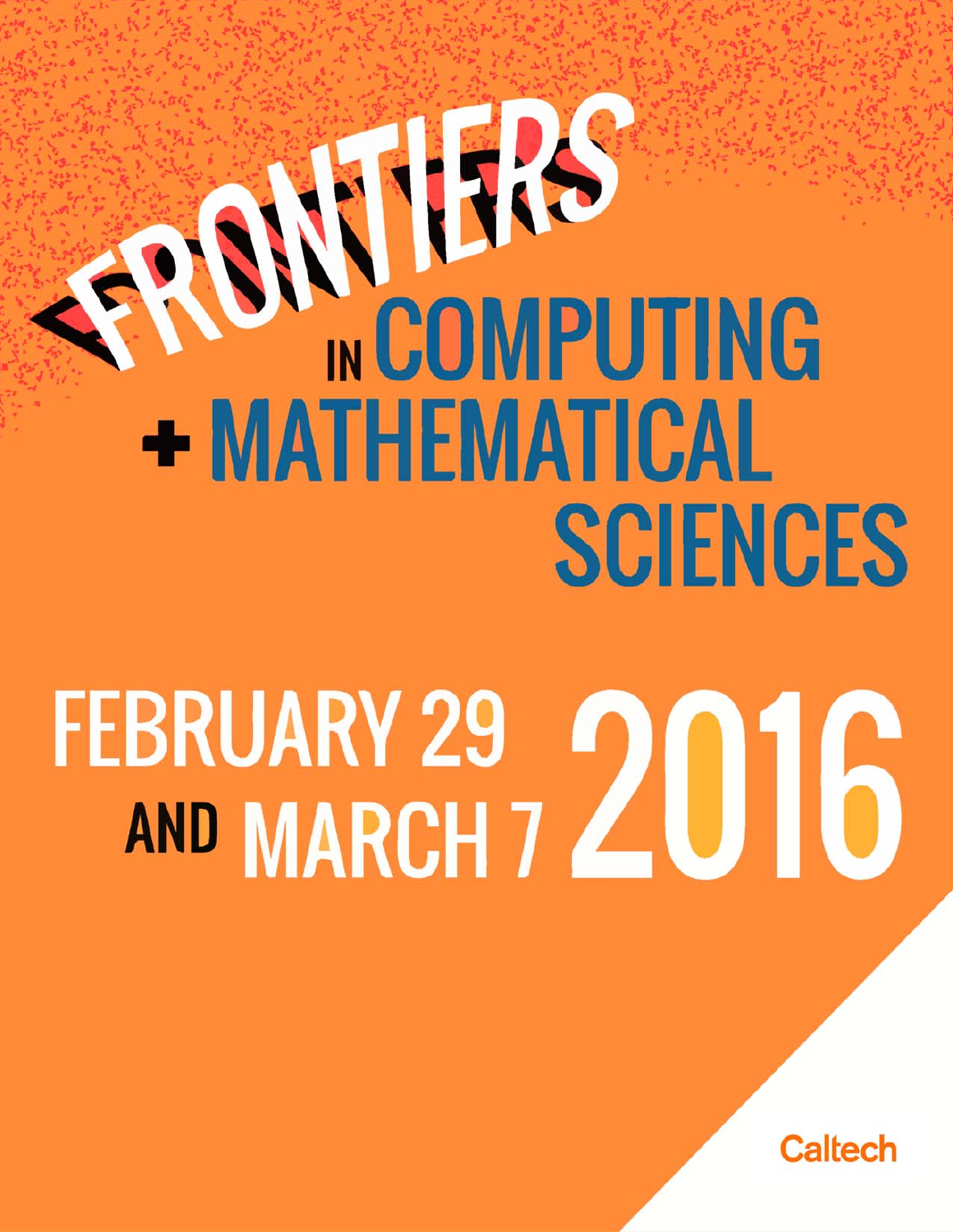# FRONTIERS IN COMPUTING + MATHEMATICAL SCIENCES

## FEBRUARY 29 AND MARCH 7 2016

Caltech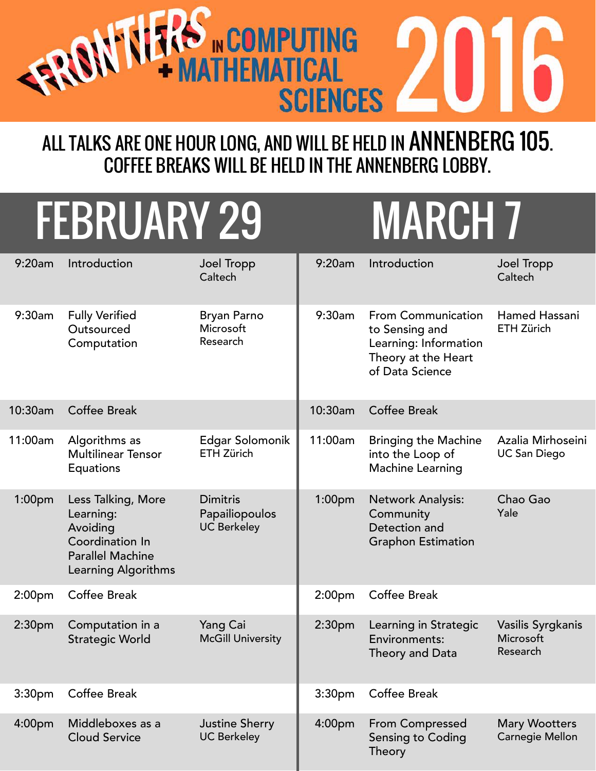# FRONTIERS IN COMPUTING + MATHEMATICAL SCIENCES 2016

ALL TALKS ARE ONE HOUR LONG, AND WILL BE HELD IN **ANNENBERG 105**.
COFFEE BREAKS WILL BE HELD IN THE ANNENBERG LOBBY.

## FEBRUARY 29

| Time | Talk | Speaker |
| --- | --- | --- |
| 9:20am | Introduction | Joel Tropp, Caltech |
| 9:30am | Fully Verified Outsourced Computation | Bryan Parno, Microsoft Research |
| 10:30am | Coffee Break | |
| 11:00am | Algorithms as Multilinear Tensor Equations | Edgar Solomonik, ETH Zürich |
| 1:00pm | Less Talking, More Learning: Avoiding Coordination In Parallel Machine Learning Algorithms | Dimitris Papailiopoulos, UC Berkeley |
| 2:00pm | Coffee Break | |
| 2:30pm | Computation in a Strategic World | Yang Cai, McGill University |
| 3:30pm | Coffee Break | |
| 4:00pm | Middleboxes as a Cloud Service | Justine Sherry, UC Berkeley |

## MARCH 7

| Time | Talk | Speaker |
| --- | --- | --- |
| 9:20am | Introduction | Joel Tropp, Caltech |
| 9:30am | From Communication to Sensing and Learning: Information Theory at the Heart of Data Science | Hamed Hassani, ETH Zürich |
| 10:30am | Coffee Break | |
| 11:00am | Bringing the Machine into the Loop of Machine Learning | Azalia Mirhoseini, UC San Diego |
| 1:00pm | Network Analysis: Community Detection and Graphon Estimation | Chao Gao, Yale |
| 2:00pm | Coffee Break | |
| 2:30pm | Learning in Strategic Environments: Theory and Data | Vasilis Syrgkanis, Microsoft Research |
| 3:30pm | Coffee Break | |
| 4:00pm | From Compressed Sensing to Coding Theory | Mary Wootters, Carnegie Mellon |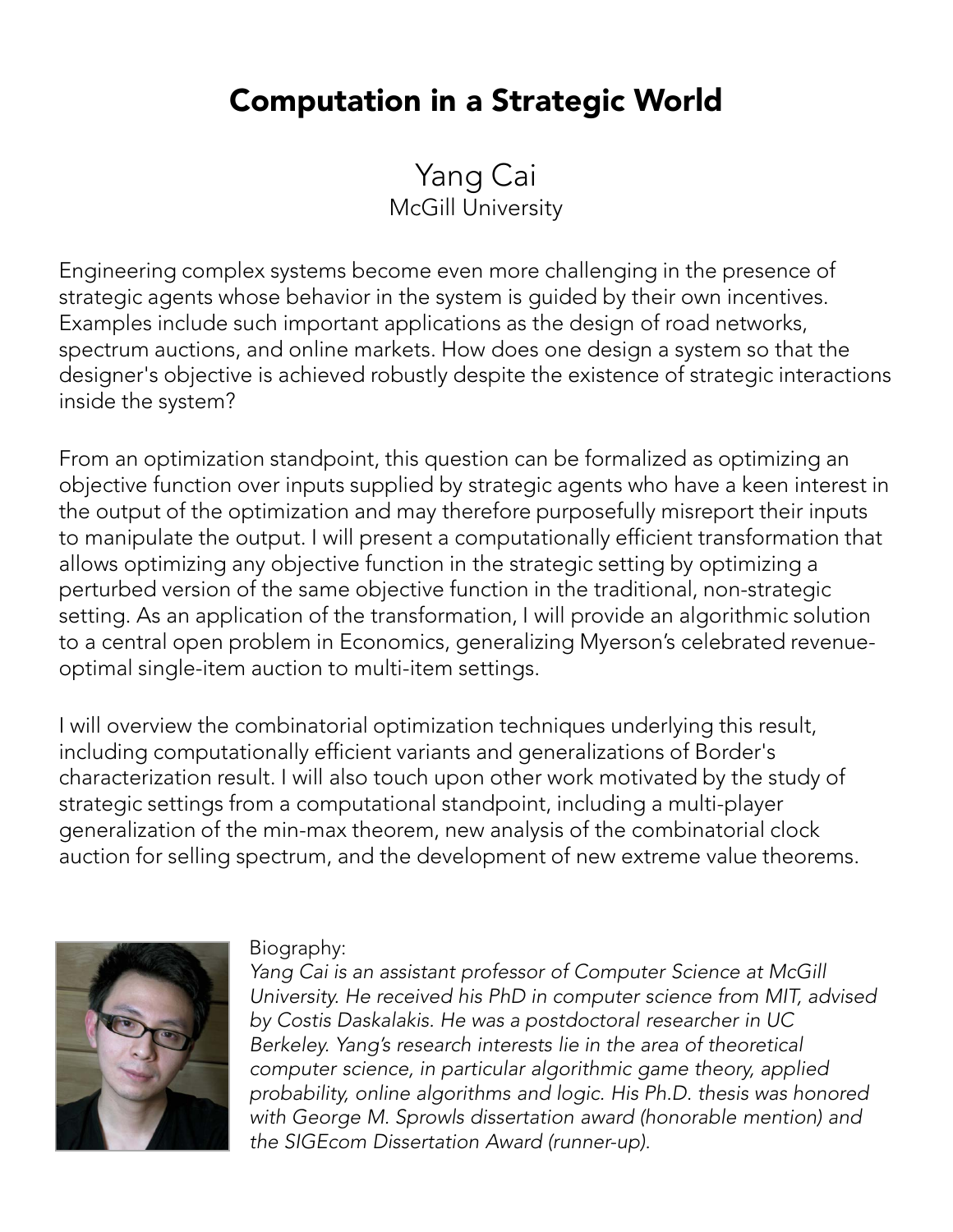# Computation in a Strategic World

Yang Cai
McGill University

Engineering complex systems become even more challenging in the presence of strategic agents whose behavior in the system is guided by their own incentives. Examples include such important applications as the design of road networks, spectrum auctions, and online markets. How does one design a system so that the designer's objective is achieved robustly despite the existence of strategic interactions inside the system?

From an optimization standpoint, this question can be formalized as optimizing an objective function over inputs supplied by strategic agents who have a keen interest in the output of the optimization and may therefore purposefully misreport their inputs to manipulate the output. I will present a computationally efficient transformation that allows optimizing any objective function in the strategic setting by optimizing a perturbed version of the same objective function in the traditional, non-strategic setting. As an application of the transformation, I will provide an algorithmic solution to a central open problem in Economics, generalizing Myerson's celebrated revenue-optimal single-item auction to multi-item settings.

I will overview the combinatorial optimization techniques underlying this result, including computationally efficient variants and generalizations of Border's characterization result. I will also touch upon other work motivated by the study of strategic settings from a computational standpoint, including a multi-player generalization of the min-max theorem, new analysis of the combinatorial clock auction for selling spectrum, and the development of new extreme value theorems.

Biography:
*Yang Cai is an assistant professor of Computer Science at McGill University. He received his PhD in computer science from MIT, advised by Costis Daskalakis. He was a postdoctoral researcher in UC Berkeley. Yang's research interests lie in the area of theoretical computer science, in particular algorithmic game theory, applied probability, online algorithms and logic. His Ph.D. thesis was honored with George M. Sprowls dissertation award (honorable mention) and the SIGEcom Dissertation Award (runner-up).*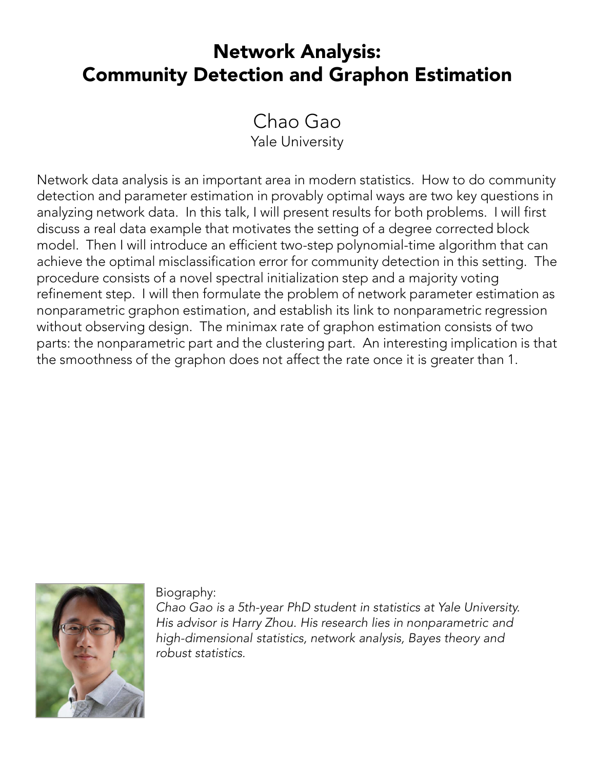# Network Analysis: Community Detection and Graphon Estimation

Chao Gao
Yale University

Network data analysis is an important area in modern statistics. How to do community detection and parameter estimation in provably optimal ways are two key questions in analyzing network data. In this talk, I will present results for both problems. I will first discuss a real data example that motivates the setting of a degree corrected block model. Then I will introduce an efficient two-step polynomial-time algorithm that can achieve the optimal misclassification error for community detection in this setting. The procedure consists of a novel spectral initialization step and a majority voting refinement step. I will then formulate the problem of network parameter estimation as nonparametric graphon estimation, and establish its link to nonparametric regression without observing design. The minimax rate of graphon estimation consists of two parts: the nonparametric part and the clustering part. An interesting implication is that the smoothness of the graphon does not affect the rate once it is greater than 1.

Biography:
*Chao Gao is a 5th-year PhD student in statistics at Yale University. His advisor is Harry Zhou. His research lies in nonparametric and high-dimensional statistics, network analysis, Bayes theory and robust statistics.*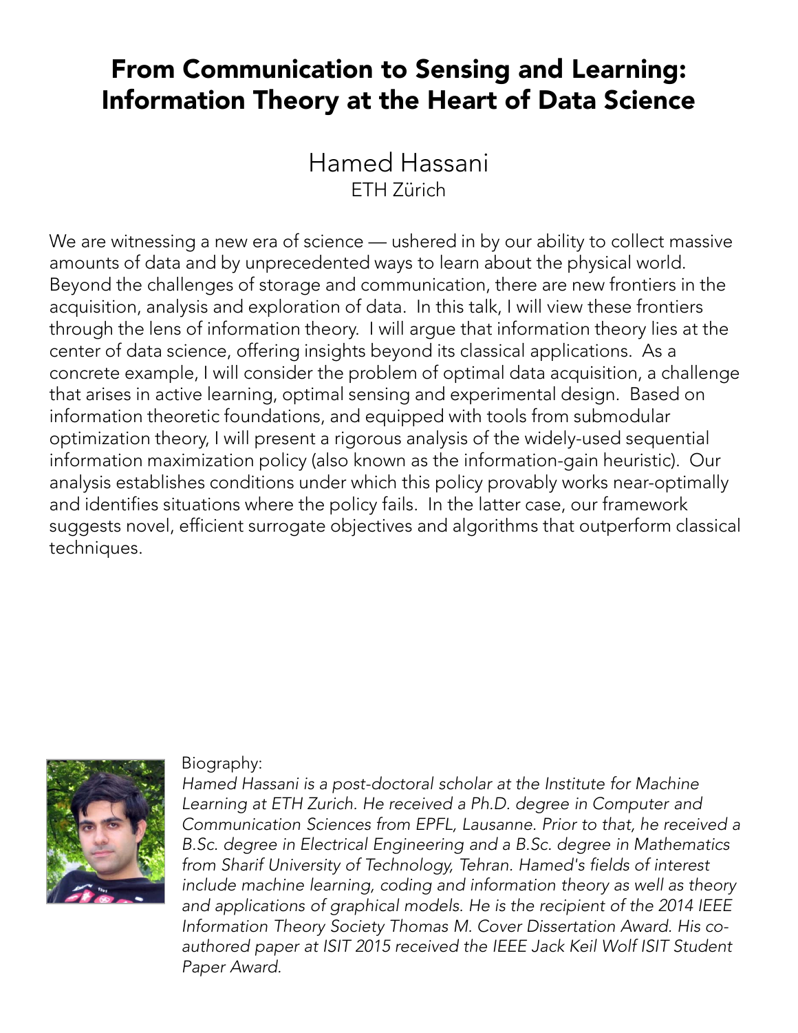# From Communication to Sensing and Learning: Information Theory at the Heart of Data Science

## Hamed Hassani

ETH Zürich

We are witnessing a new era of science — ushered in by our ability to collect massive amounts of data and by unprecedented ways to learn about the physical world. Beyond the challenges of storage and communication, there are new frontiers in the acquisition, analysis and exploration of data. In this talk, I will view these frontiers through the lens of information theory. I will argue that information theory lies at the center of data science, offering insights beyond its classical applications. As a concrete example, I will consider the problem of optimal data acquisition, a challenge that arises in active learning, optimal sensing and experimental design. Based on information theoretic foundations, and equipped with tools from submodular optimization theory, I will present a rigorous analysis of the widely-used sequential information maximization policy (also known as the information-gain heuristic). Our analysis establishes conditions under which this policy provably works near-optimally and identifies situations where the policy fails. In the latter case, our framework suggests novel, efficient surrogate objectives and algorithms that outperform classical techniques.

Biography:

*Hamed Hassani is a post-doctoral scholar at the Institute for Machine Learning at ETH Zurich. He received a Ph.D. degree in Computer and Communication Sciences from EPFL, Lausanne. Prior to that, he received a B.Sc. degree in Electrical Engineering and a B.Sc. degree in Mathematics from Sharif University of Technology, Tehran. Hamed's fields of interest include machine learning, coding and information theory as well as theory and applications of graphical models. He is the recipient of the 2014 IEEE Information Theory Society Thomas M. Cover Dissertation Award. His co-authored paper at ISIT 2015 received the IEEE Jack Keil Wolf ISIT Student Paper Award.*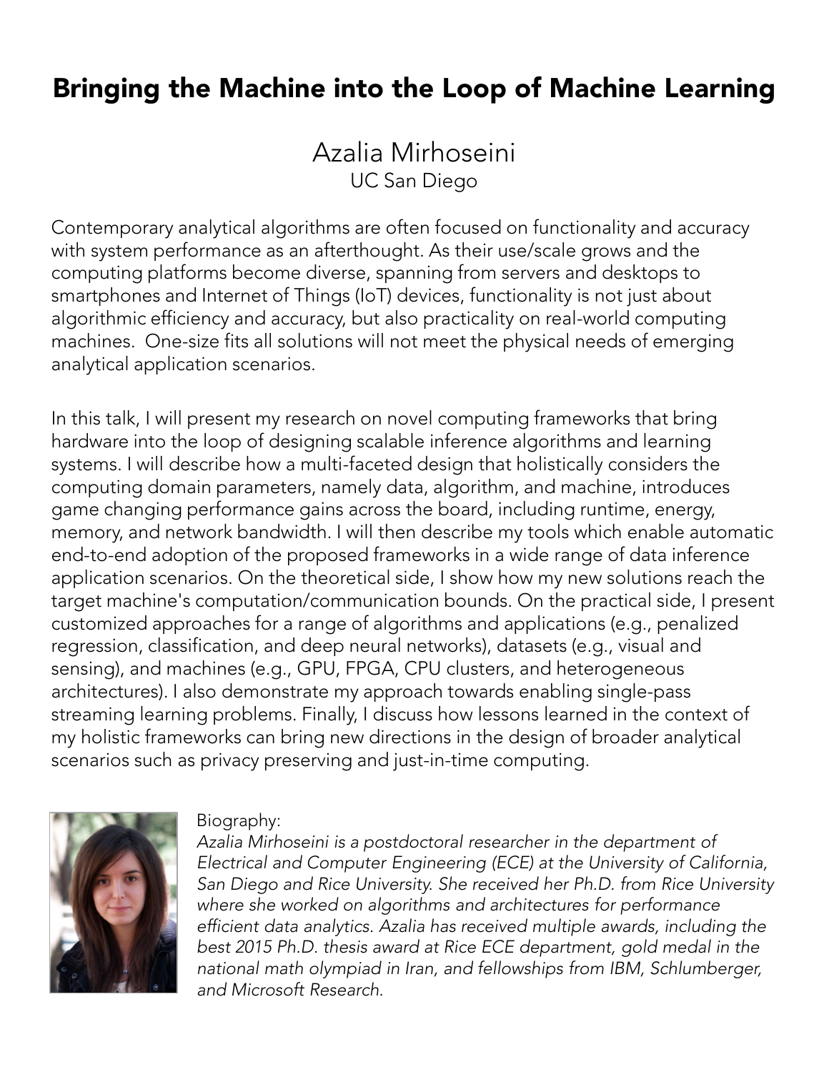# Bringing the Machine into the Loop of Machine Learning

Azalia Mirhoseini
UC San Diego

Contemporary analytical algorithms are often focused on functionality and accuracy with system performance as an afterthought. As their use/scale grows and the computing platforms become diverse, spanning from servers and desktops to smartphones and Internet of Things (IoT) devices, functionality is not just about algorithmic efficiency and accuracy, but also practicality on real-world computing machines. One-size fits all solutions will not meet the physical needs of emerging analytical application scenarios.

In this talk, I will present my research on novel computing frameworks that bring hardware into the loop of designing scalable inference algorithms and learning systems. I will describe how a multi-faceted design that holistically considers the computing domain parameters, namely data, algorithm, and machine, introduces game changing performance gains across the board, including runtime, energy, memory, and network bandwidth. I will then describe my tools which enable automatic end-to-end adoption of the proposed frameworks in a wide range of data inference application scenarios. On the theoretical side, I show how my new solutions reach the target machine's computation/communication bounds. On the practical side, I present customized approaches for a range of algorithms and applications (e.g., penalized regression, classification, and deep neural networks), datasets (e.g., visual and sensing), and machines (e.g., GPU, FPGA, CPU clusters, and heterogeneous architectures). I also demonstrate my approach towards enabling single-pass streaming learning problems. Finally, I discuss how lessons learned in the context of my holistic frameworks can bring new directions in the design of broader analytical scenarios such as privacy preserving and just-in-time computing.

Biography:

*Azalia Mirhoseini is a postdoctoral researcher in the department of Electrical and Computer Engineering (ECE) at the University of California, San Diego and Rice University. She received her Ph.D. from Rice University where she worked on algorithms and architectures for performance efficient data analytics. Azalia has received multiple awards, including the best 2015 Ph.D. thesis award at Rice ECE department, gold medal in the national math olympiad in Iran, and fellowships from IBM, Schlumberger, and Microsoft Research.*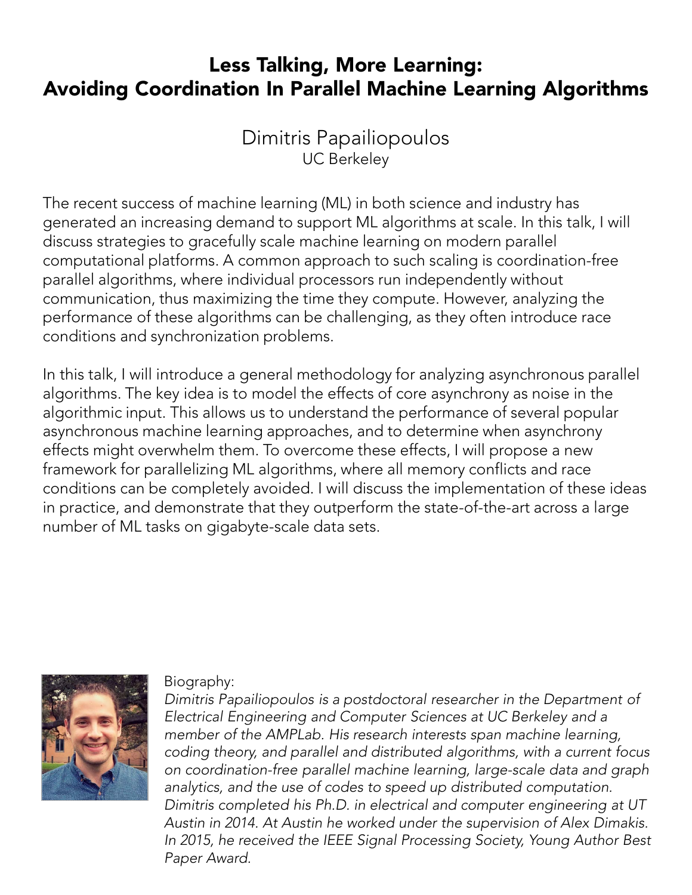# Less Talking, More Learning: Avoiding Coordination In Parallel Machine Learning Algorithms

Dimitris Papailiopoulos
UC Berkeley

The recent success of machine learning (ML) in both science and industry has generated an increasing demand to support ML algorithms at scale. In this talk, I will discuss strategies to gracefully scale machine learning on modern parallel computational platforms. A common approach to such scaling is coordination-free parallel algorithms, where individual processors run independently without communication, thus maximizing the time they compute. However, analyzing the performance of these algorithms can be challenging, as they often introduce race conditions and synchronization problems.

In this talk, I will introduce a general methodology for analyzing asynchronous parallel algorithms. The key idea is to model the effects of core asynchrony as noise in the algorithmic input. This allows us to understand the performance of several popular asynchronous machine learning approaches, and to determine when asynchrony effects might overwhelm them. To overcome these effects, I will propose a new framework for parallelizing ML algorithms, where all memory conflicts and race conditions can be completely avoided. I will discuss the implementation of these ideas in practice, and demonstrate that they outperform the state-of-the-art across a large number of ML tasks on gigabyte-scale data sets.

Biography:

*Dimitris Papailiopoulos is a postdoctoral researcher in the Department of Electrical Engineering and Computer Sciences at UC Berkeley and a member of the AMPLab. His research interests span machine learning, coding theory, and parallel and distributed algorithms, with a current focus on coordination-free parallel machine learning, large-scale data and graph analytics, and the use of codes to speed up distributed computation. Dimitris completed his Ph.D. in electrical and computer engineering at UT Austin in 2014. At Austin he worked under the supervision of Alex Dimakis. In 2015, he received the IEEE Signal Processing Society, Young Author Best Paper Award.*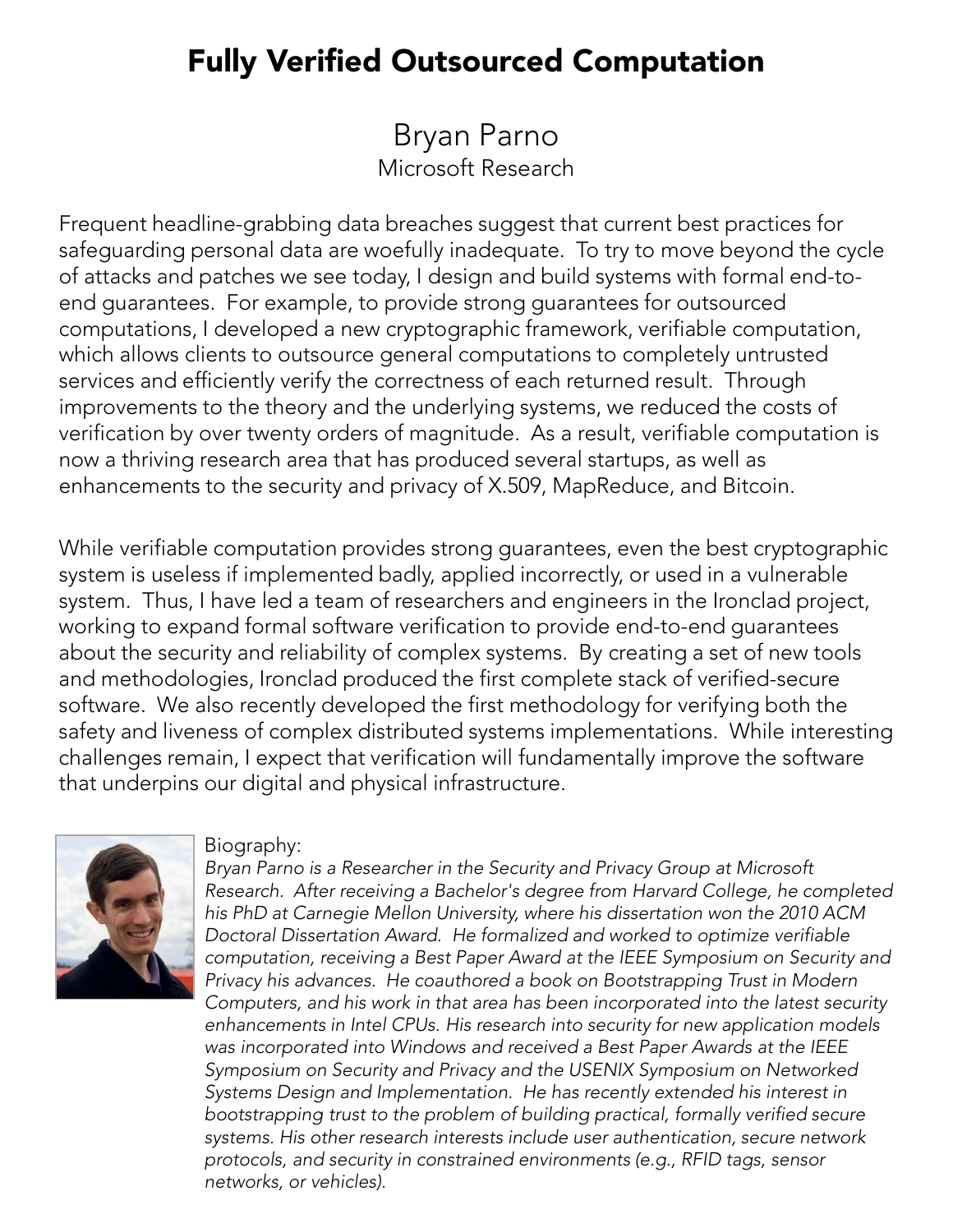# Fully Verified Outsourced Computation

Bryan Parno

Microsoft Research

Frequent headline-grabbing data breaches suggest that current best practices for safeguarding personal data are woefully inadequate. To try to move beyond the cycle of attacks and patches we see today, I design and build systems with formal end-to-end guarantees. For example, to provide strong guarantees for outsourced computations, I developed a new cryptographic framework, verifiable computation, which allows clients to outsource general computations to completely untrusted services and efficiently verify the correctness of each returned result. Through improvements to the theory and the underlying systems, we reduced the costs of verification by over twenty orders of magnitude. As a result, verifiable computation is now a thriving research area that has produced several startups, as well as enhancements to the security and privacy of X.509, MapReduce, and Bitcoin.

While verifiable computation provides strong guarantees, even the best cryptographic system is useless if implemented badly, applied incorrectly, or used in a vulnerable system. Thus, I have led a team of researchers and engineers in the Ironclad project, working to expand formal software verification to provide end-to-end guarantees about the security and reliability of complex systems. By creating a set of new tools and methodologies, Ironclad produced the first complete stack of verified-secure software. We also recently developed the first methodology for verifying both the safety and liveness of complex distributed systems implementations. While interesting challenges remain, I expect that verification will fundamentally improve the software that underpins our digital and physical infrastructure.

Biography:

*Bryan Parno is a Researcher in the Security and Privacy Group at Microsoft Research. After receiving a Bachelor's degree from Harvard College, he completed his PhD at Carnegie Mellon University, where his dissertation won the 2010 ACM Doctoral Dissertation Award. He formalized and worked to optimize verifiable computation, receiving a Best Paper Award at the IEEE Symposium on Security and Privacy his advances. He coauthored a book on Bootstrapping Trust in Modern Computers, and his work in that area has been incorporated into the latest security enhancements in Intel CPUs. His research into security for new application models was incorporated into Windows and received a Best Paper Awards at the IEEE Symposium on Security and Privacy and the USENIX Symposium on Networked Systems Design and Implementation. He has recently extended his interest in bootstrapping trust to the problem of building practical, formally verified secure systems. His other research interests include user authentication, secure network protocols, and security in constrained environments (e.g., RFID tags, sensor networks, or vehicles).*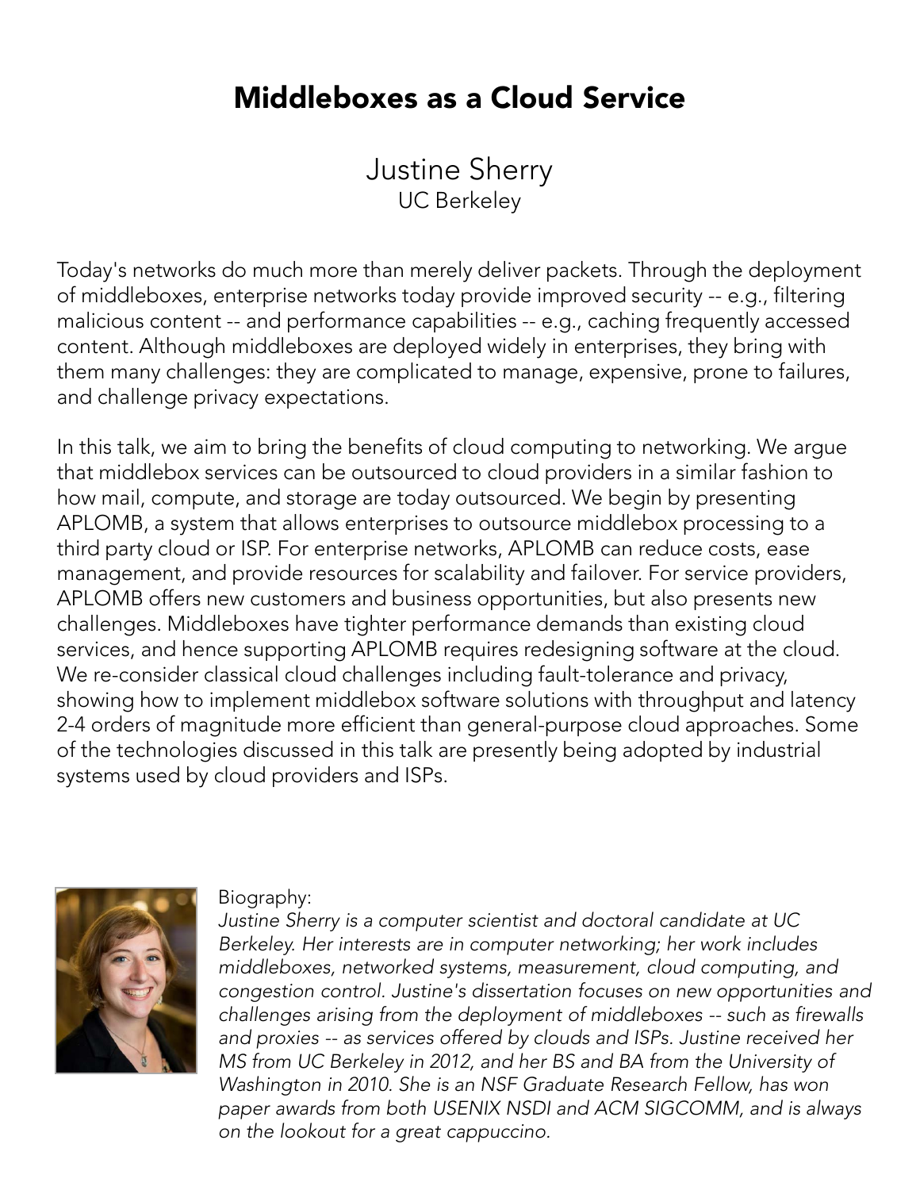# Middleboxes as a Cloud Service

Justine Sherry
UC Berkeley

Today's networks do much more than merely deliver packets. Through the deployment of middleboxes, enterprise networks today provide improved security -- e.g., filtering malicious content -- and performance capabilities -- e.g., caching frequently accessed content. Although middleboxes are deployed widely in enterprises, they bring with them many challenges: they are complicated to manage, expensive, prone to failures, and challenge privacy expectations.

In this talk, we aim to bring the benefits of cloud computing to networking. We argue that middlebox services can be outsourced to cloud providers in a similar fashion to how mail, compute, and storage are today outsourced. We begin by presenting APLOMB, a system that allows enterprises to outsource middlebox processing to a third party cloud or ISP. For enterprise networks, APLOMB can reduce costs, ease management, and provide resources for scalability and failover. For service providers, APLOMB offers new customers and business opportunities, but also presents new challenges. Middleboxes have tighter performance demands than existing cloud services, and hence supporting APLOMB requires redesigning software at the cloud. We re-consider classical cloud challenges including fault-tolerance and privacy, showing how to implement middlebox software solutions with throughput and latency 2-4 orders of magnitude more efficient than general-purpose cloud approaches. Some of the technologies discussed in this talk are presently being adopted by industrial systems used by cloud providers and ISPs.

Biography:

*Justine Sherry is a computer scientist and doctoral candidate at UC Berkeley. Her interests are in computer networking; her work includes middleboxes, networked systems, measurement, cloud computing, and congestion control. Justine's dissertation focuses on new opportunities and challenges arising from the deployment of middleboxes -- such as firewalls and proxies -- as services offered by clouds and ISPs. Justine received her MS from UC Berkeley in 2012, and her BS and BA from the University of Washington in 2010. She is an NSF Graduate Research Fellow, has won paper awards from both USENIX NSDI and ACM SIGCOMM, and is always on the lookout for a great cappuccino.*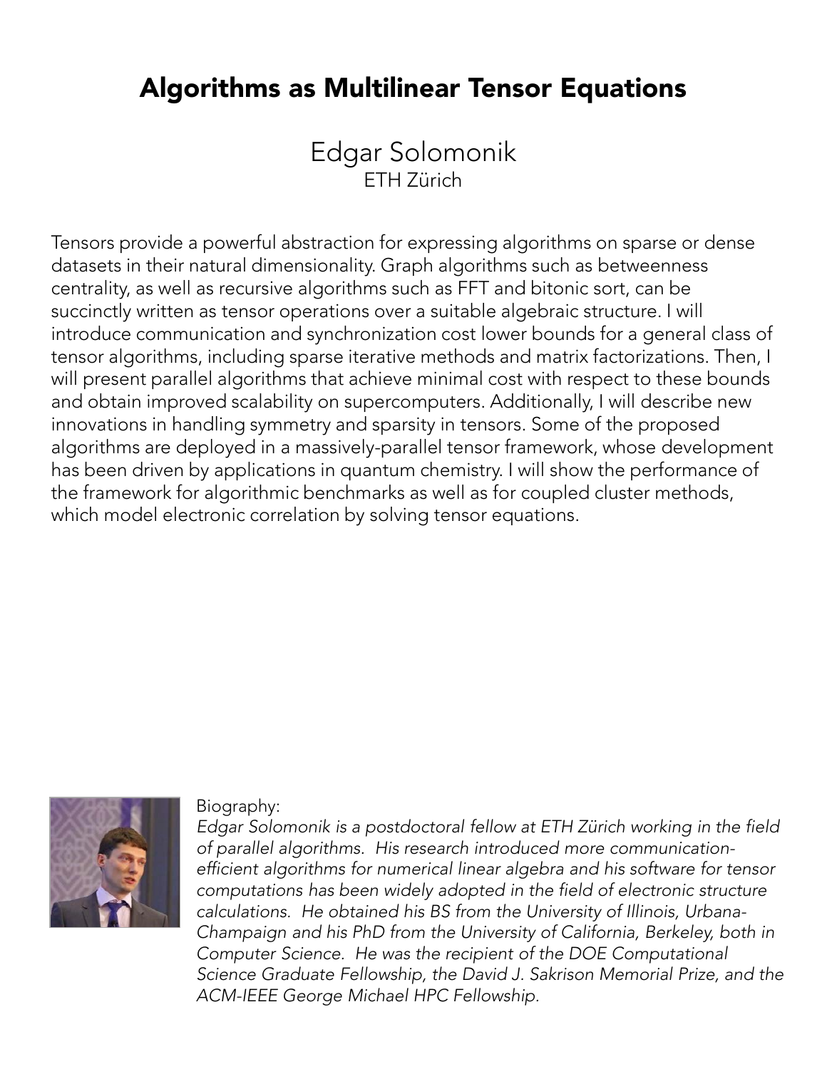# Algorithms as Multilinear Tensor Equations

## Edgar Solomonik

ETH Zürich

Tensors provide a powerful abstraction for expressing algorithms on sparse or dense datasets in their natural dimensionality. Graph algorithms such as betweenness centrality, as well as recursive algorithms such as FFT and bitonic sort, can be succinctly written as tensor operations over a suitable algebraic structure. I will introduce communication and synchronization cost lower bounds for a general class of tensor algorithms, including sparse iterative methods and matrix factorizations. Then, I will present parallel algorithms that achieve minimal cost with respect to these bounds and obtain improved scalability on supercomputers. Additionally, I will describe new innovations in handling symmetry and sparsity in tensors. Some of the proposed algorithms are deployed in a massively-parallel tensor framework, whose development has been driven by applications in quantum chemistry. I will show the performance of the framework for algorithmic benchmarks as well as for coupled cluster methods, which model electronic correlation by solving tensor equations.

Biography:

*Edgar Solomonik is a postdoctoral fellow at ETH Zürich working in the field of parallel algorithms. His research introduced more communication-efficient algorithms for numerical linear algebra and his software for tensor computations has been widely adopted in the field of electronic structure calculations. He obtained his BS from the University of Illinois, Urbana-Champaign and his PhD from the University of California, Berkeley, both in Computer Science. He was the recipient of the DOE Computational Science Graduate Fellowship, the David J. Sakrison Memorial Prize, and the ACM-IEEE George Michael HPC Fellowship.*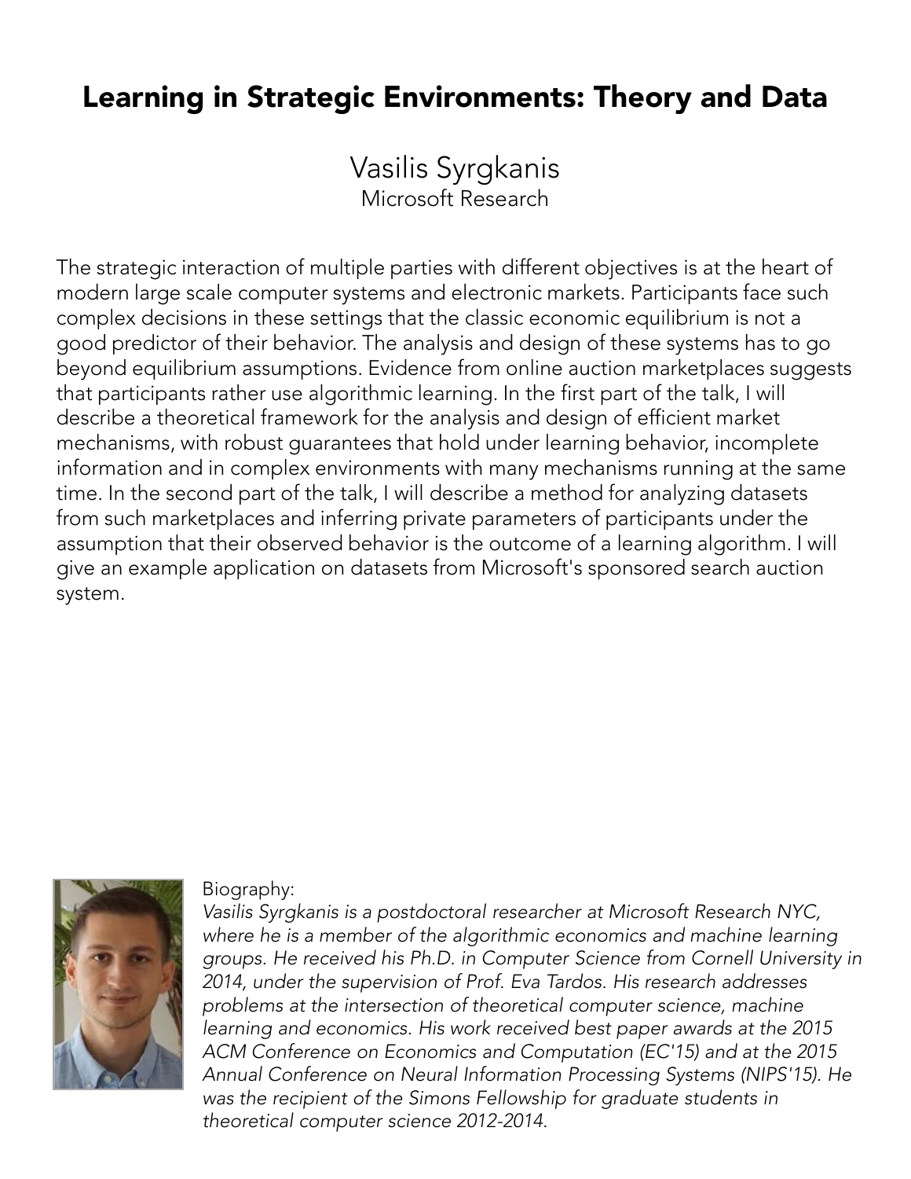# Learning in Strategic Environments: Theory and Data

Vasilis Syrgkanis
Microsoft Research

The strategic interaction of multiple parties with different objectives is at the heart of modern large scale computer systems and electronic markets. Participants face such complex decisions in these settings that the classic economic equilibrium is not a good predictor of their behavior. The analysis and design of these systems has to go beyond equilibrium assumptions. Evidence from online auction marketplaces suggests that participants rather use algorithmic learning. In the first part of the talk, I will describe a theoretical framework for the analysis and design of efficient market mechanisms, with robust guarantees that hold under learning behavior, incomplete information and in complex environments with many mechanisms running at the same time. In the second part of the talk, I will describe a method for analyzing datasets from such marketplaces and inferring private parameters of participants under the assumption that their observed behavior is the outcome of a learning algorithm. I will give an example application on datasets from Microsoft's sponsored search auction system.

Biography:

*Vasilis Syrgkanis is a postdoctoral researcher at Microsoft Research NYC, where he is a member of the algorithmic economics and machine learning groups. He received his Ph.D. in Computer Science from Cornell University in 2014, under the supervision of Prof. Eva Tardos. His research addresses problems at the intersection of theoretical computer science, machine learning and economics. His work received best paper awards at the 2015 ACM Conference on Economics and Computation (EC'15) and at the 2015 Annual Conference on Neural Information Processing Systems (NIPS'15). He was the recipient of the Simons Fellowship for graduate students in theoretical computer science 2012-2014.*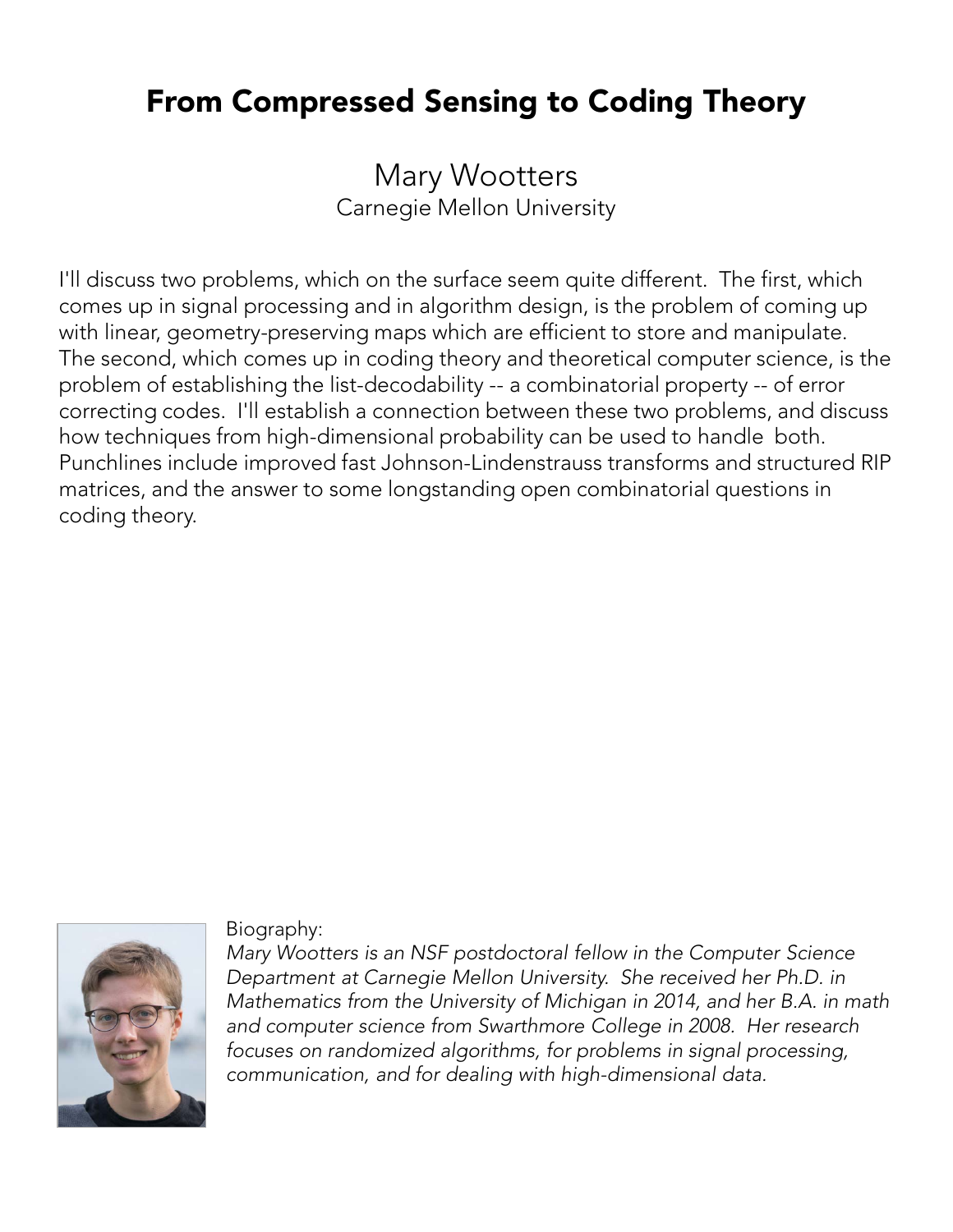# From Compressed Sensing to Coding Theory

Mary Wootters
Carnegie Mellon University

I'll discuss two problems, which on the surface seem quite different. The first, which comes up in signal processing and in algorithm design, is the problem of coming up with linear, geometry-preserving maps which are efficient to store and manipulate. The second, which comes up in coding theory and theoretical computer science, is the problem of establishing the list-decodability -- a combinatorial property -- of error correcting codes. I'll establish a connection between these two problems, and discuss how techniques from high-dimensional probability can be used to handle both. Punchlines include improved fast Johnson-Lindenstrauss transforms and structured RIP matrices, and the answer to some longstanding open combinatorial questions in coding theory.

Biography:
*Mary Wootters is an NSF postdoctoral fellow in the Computer Science Department at Carnegie Mellon University. She received her Ph.D. in Mathematics from the University of Michigan in 2014, and her B.A. in math and computer science from Swarthmore College in 2008. Her research focuses on randomized algorithms, for problems in signal processing, communication, and for dealing with high-dimensional data.*